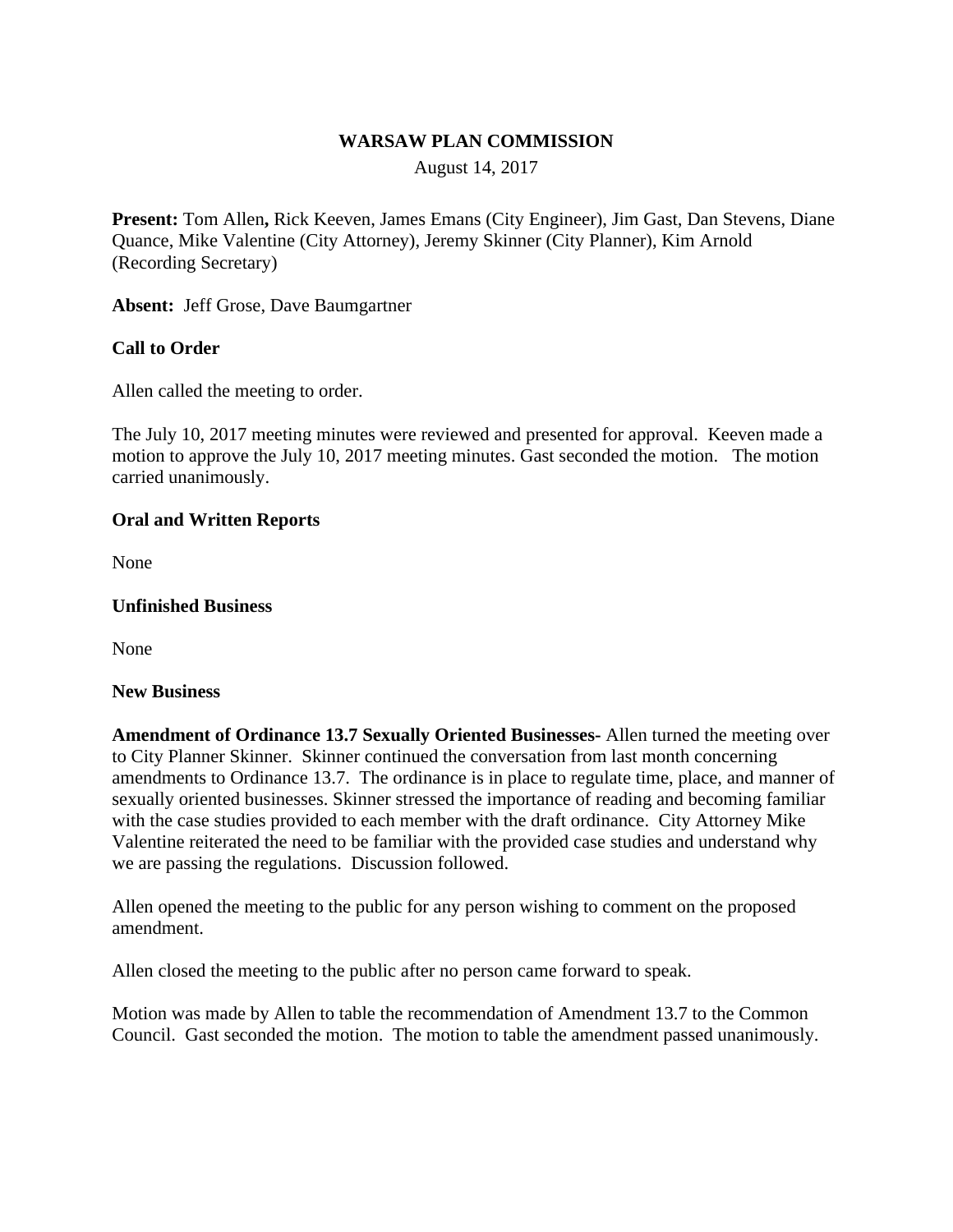# WARSAW PLAN COMMISSION

August 14, 2017

**Present:** Tom Allen**,** Rick Keeven, James Emans (City Engineer), Jim Gast, Dan Stevens, Diane Quance, Mike Valentine (City Attorney), Jeremy Skinner (City Planner), Kim Arnold (Recording Secretary)

**Absent:** Jeff Grose, Dave Baumgartner

**Call to Order**

Allen called the meeting to order.

The July 10, 2017 meeting minutes were reviewed and presented for approval. Keeven made a motion to approve the July 10, 2017 meeting minutes. Gast seconded the motion. The motion carried unanimously.

**Oral and Written Reports**

None

**Unfinished Business**

None

**New Business**

**Amendment of Ordinance 13.7 Sexually Oriented Businesses-** Allen turned the meeting over to City Planner Skinner. Skinner continued the conversation from last month concerning amendments to Ordinance 13.7. The ordinance is in place to regulate time, place, and manner of sexually oriented businesses. Skinner stressed the importance of reading and becoming familiar with the case studies provided to each member with the draft ordinance. City Attorney Mike Valentine reiterated the need to be familiar with the provided case studies and understand why we are passing the regulations. Discussion followed.

Allen opened the meeting to the public for any person wishing to comment on the proposed amendment.

Allen closed the meeting to the public after no person came forward to speak.

Motion was made by Allen to table the recommendation of Amendment 13.7 to the Common Council. Gast seconded the motion. The motion to table the amendment passed unanimously.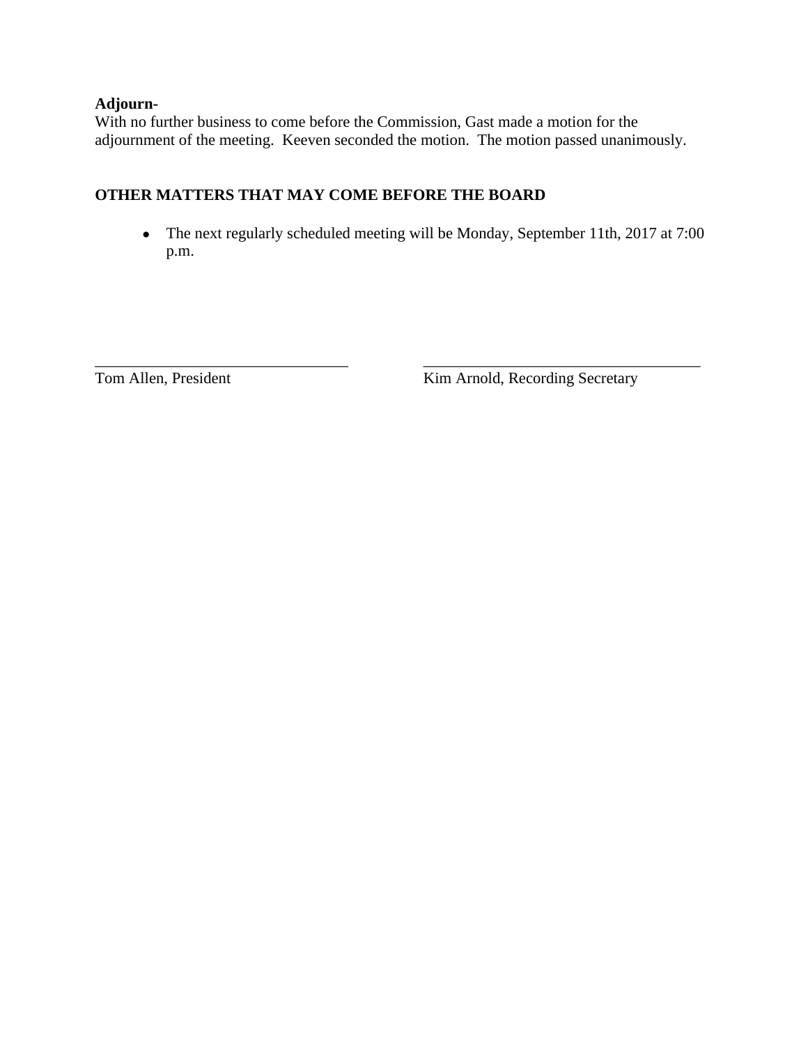**Adjourn-**
With no further business to come before the Commission, Gast made a motion for the adjournment of the meeting. Keeven seconded the motion. The motion passed unanimously.

**OTHER MATTERS THAT MAY COME BEFORE THE BOARD**

- The next regularly scheduled meeting will be Monday, September 11th, 2017 at 7:00 p.m.

_______________________________ 
Tom Allen, President

_______________________________ 
Kim Arnold, Recording Secretary